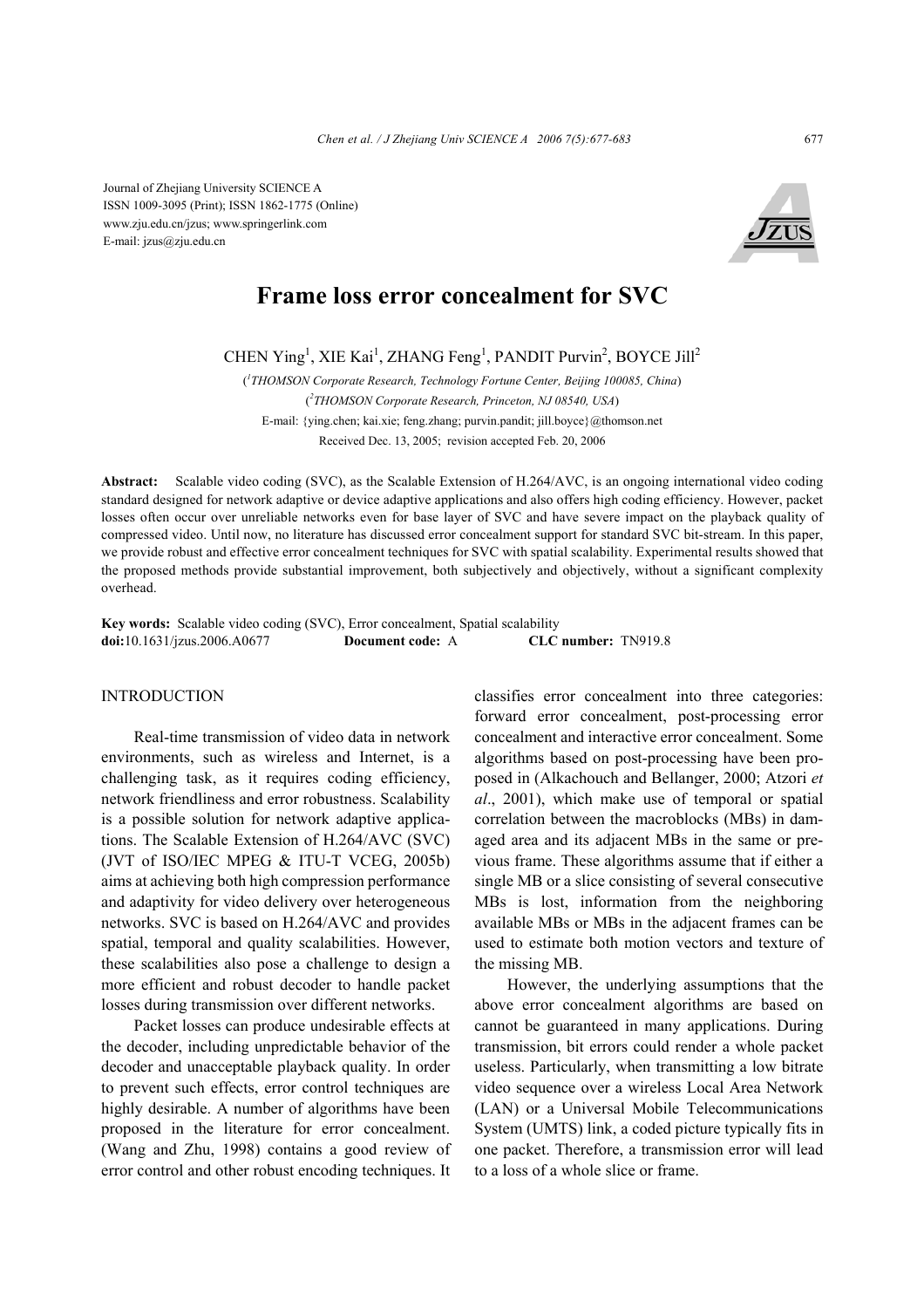Journal of Zhejiang University SCIENCE A
ISSN 1009-3095 (Print); ISSN 1862-1775 (Online)
www.zju.edu.cn/jzus; www.springerlink.com
E-mail: jzus@zju.edu.cn

# Frame loss error concealment for SVC

CHEN Ying[1], XIE Kai[1], ZHANG Feng[1], PANDIT Purvin[2], BOYCE Jill[2]

([1]*THOMSON Corporate Research, Technology Fortune Center, Beijing 100085, China*)

([2]*THOMSON Corporate Research, Princeton, NJ 08540, USA*)

E-mail: {ying.chen; kai.xie; feng.zhang; purvin.pandit; jill.boyce}@thomson.net

Received Dec. 13, 2005; revision accepted Feb. 20, 2006

**Abstract:** Scalable video coding (SVC), as the Scalable Extension of H.264/AVC, is an ongoing international video coding standard designed for network adaptive or device adaptive applications and also offers high coding efficiency. However, packet losses often occur over unreliable networks even for base layer of SVC and have severe impact on the playback quality of compressed video. Until now, no literature has discussed error concealment support for standard SVC bit-stream. In this paper, we provide robust and effective error concealment techniques for SVC with spatial scalability. Experimental results showed that the proposed methods provide substantial improvement, both subjectively and objectively, without a significant complexity overhead.

**Key words:** Scalable video coding (SVC), Error concealment, Spatial scalability
**doi:**10.1631/jzus.2006.A0677 **Document code:** A **CLC number:** TN919.8

## INTRODUCTION

Real-time transmission of video data in network environments, such as wireless and Internet, is a challenging task, as it requires coding efficiency, network friendliness and error robustness. Scalability is a possible solution for network adaptive applications. The Scalable Extension of H.264/AVC (SVC) (JVT of ISO/IEC MPEG & ITU-T VCEG, 2005b) aims at achieving both high compression performance and adaptivity for video delivery over heterogeneous networks. SVC is based on H.264/AVC and provides spatial, temporal and quality scalabilities. However, these scalabilities also pose a challenge to design a more efficient and robust decoder to handle packet losses during transmission over different networks.

Packet losses can produce undesirable effects at the decoder, including unpredictable behavior of the decoder and unacceptable playback quality. In order to prevent such effects, error control techniques are highly desirable. A number of algorithms have been proposed in the literature for error concealment. (Wang and Zhu, 1998) contains a good review of error control and other robust encoding techniques. It classifies error concealment into three categories: forward error concealment, post-processing error concealment and interactive error concealment. Some algorithms based on post-processing have been proposed in (Alkachouch and Bellanger, 2000; Atzori *et al*., 2001), which make use of temporal or spatial correlation between the macroblocks (MBs) in damaged area and its adjacent MBs in the same or previous frame. These algorithms assume that if either a single MB or a slice consisting of several consecutive MBs is lost, information from the neighboring available MBs or MBs in the adjacent frames can be used to estimate both motion vectors and texture of the missing MB.

However, the underlying assumptions that the above error concealment algorithms are based on cannot be guaranteed in many applications. During transmission, bit errors could render a whole packet useless. Particularly, when transmitting a low bitrate video sequence over a wireless Local Area Network (LAN) or a Universal Mobile Telecommunications System (UMTS) link, a coded picture typically fits in one packet. Therefore, a transmission error will lead to a loss of a whole slice or frame.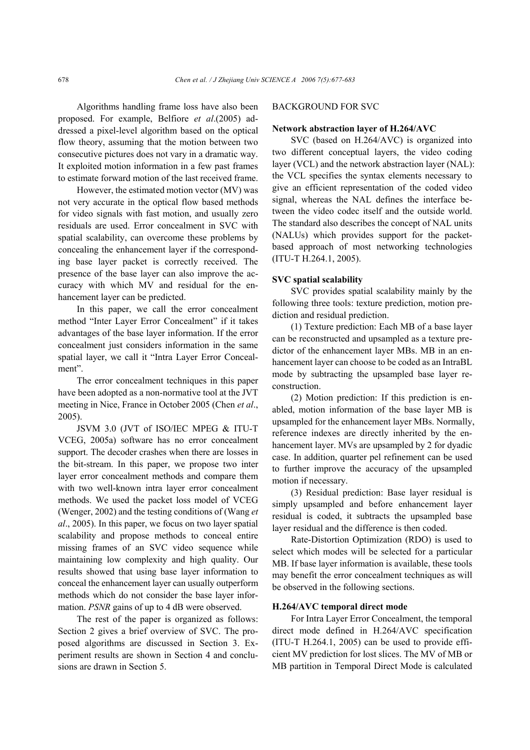Algorithms handling frame loss have also been proposed. For example, Belfiore *et al*.(2005) addressed a pixel-level algorithm based on the optical flow theory, assuming that the motion between two consecutive pictures does not vary in a dramatic way. It exploited motion information in a few past frames to estimate forward motion of the last received frame.

However, the estimated motion vector (MV) was not very accurate in the optical flow based methods for video signals with fast motion, and usually zero residuals are used. Error concealment in SVC with spatial scalability, can overcome these problems by concealing the enhancement layer if the corresponding base layer packet is correctly received. The presence of the base layer can also improve the accuracy with which MV and residual for the enhancement layer can be predicted.

In this paper, we call the error concealment method "Inter Layer Error Concealment" if it takes advantages of the base layer information. If the error concealment just considers information in the same spatial layer, we call it "Intra Layer Error Concealment".

The error concealment techniques in this paper have been adopted as a non-normative tool at the JVT meeting in Nice, France in October 2005 (Chen *et al*., 2005).

JSVM 3.0 (JVT of ISO/IEC MPEG & ITU-T VCEG, 2005a) software has no error concealment support. The decoder crashes when there are losses in the bit-stream. In this paper, we propose two inter layer error concealment methods and compare them with two well-known intra layer error concealment methods. We used the packet loss model of VCEG (Wenger, 2002) and the testing conditions of (Wang *et al*., 2005). In this paper, we focus on two layer spatial scalability and propose methods to conceal entire missing frames of an SVC video sequence while maintaining low complexity and high quality. Our results showed that using base layer information to conceal the enhancement layer can usually outperform methods which do not consider the base layer information. *PSNR* gains of up to 4 dB were observed.

The rest of the paper is organized as follows: Section 2 gives a brief overview of SVC. The proposed algorithms are discussed in Section 3. Experiment results are shown in Section 4 and conclusions are drawn in Section 5.

## BACKGROUND FOR SVC

### Network abstraction layer of H.264/AVC

SVC (based on H.264/AVC) is organized into two different conceptual layers, the video coding layer (VCL) and the network abstraction layer (NAL): the VCL specifies the syntax elements necessary to give an efficient representation of the coded video signal, whereas the NAL defines the interface between the video codec itself and the outside world. The standard also describes the concept of NAL units (NALUs) which provides support for the packet-based approach of most networking technologies (ITU-T H.264.1, 2005).

### SVC spatial scalability

SVC provides spatial scalability mainly by the following three tools: texture prediction, motion prediction and residual prediction.

(1) Texture prediction: Each MB of a base layer can be reconstructed and upsampled as a texture predictor of the enhancement layer MBs. MB in an enhancement layer can choose to be coded as an IntraBL mode by subtracting the upsampled base layer reconstruction.

(2) Motion prediction: If this prediction is enabled, motion information of the base layer MB is upsampled for the enhancement layer MBs. Normally, reference indexes are directly inherited by the enhancement layer. MVs are upsampled by 2 for dyadic case. In addition, quarter pel refinement can be used to further improve the accuracy of the upsampled motion if necessary.

(3) Residual prediction: Base layer residual is simply upsampled and before enhancement layer residual is coded, it subtracts the upsampled base layer residual and the difference is then coded.

Rate-Distortion Optimization (RDO) is used to select which modes will be selected for a particular MB. If base layer information is available, these tools may benefit the error concealment techniques as will be observed in the following sections.

### H.264/AVC temporal direct mode

For Intra Layer Error Concealment, the temporal direct mode defined in H.264/AVC specification (ITU-T H.264.1, 2005) can be used to provide efficient MV prediction for lost slices. The MV of MB or MB partition in Temporal Direct Mode is calculated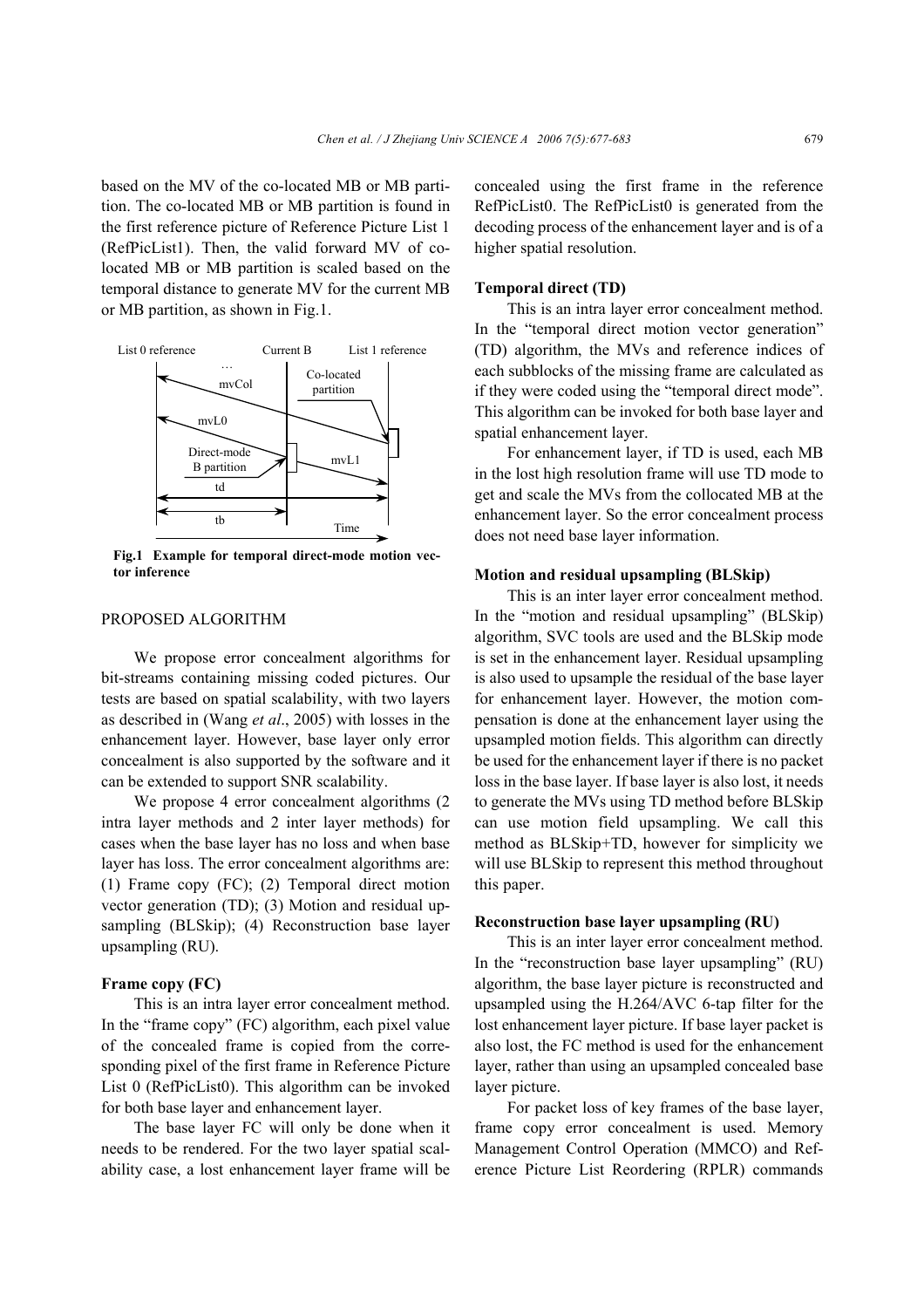based on the MV of the co-located MB or MB partition. The co-located MB or MB partition is found in the first reference picture of Reference Picture List 1 (RefPicList1). Then, the valid forward MV of co-located MB or MB partition is scaled based on the temporal distance to generate MV for the current MB or MB partition, as shown in Fig.1.

**Fig.1 Example for temporal direct-mode motion vector inference**

## PROPOSED ALGORITHM

We propose error concealment algorithms for bit-streams containing missing coded pictures. Our tests are based on spatial scalability, with two layers as described in (Wang *et al*., 2005) with losses in the enhancement layer. However, base layer only error concealment is also supported by the software and it can be extended to support SNR scalability.

We propose 4 error concealment algorithms (2 intra layer methods and 2 inter layer methods) for cases when the base layer has no loss and when base layer has loss. The error concealment algorithms are: (1) Frame copy (FC); (2) Temporal direct motion vector generation (TD); (3) Motion and residual upsampling (BLSkip); (4) Reconstruction base layer upsampling (RU).

### Frame copy (FC)

This is an intra layer error concealment method. In the "frame copy" (FC) algorithm, each pixel value of the concealed frame is copied from the corresponding pixel of the first frame in Reference Picture List 0 (RefPicList0). This algorithm can be invoked for both base layer and enhancement layer.

The base layer FC will only be done when it needs to be rendered. For the two layer spatial scalability case, a lost enhancement layer frame will be concealed using the first frame in the reference RefPicList0. The RefPicList0 is generated from the decoding process of the enhancement layer and is of a higher spatial resolution.

### Temporal direct (TD)

This is an intra layer error concealment method. In the "temporal direct motion vector generation" (TD) algorithm, the MVs and reference indices of each subblocks of the missing frame are calculated as if they were coded using the "temporal direct mode". This algorithm can be invoked for both base layer and spatial enhancement layer.

For enhancement layer, if TD is used, each MB in the lost high resolution frame will use TD mode to get and scale the MVs from the collocated MB at the enhancement layer. So the error concealment process does not need base layer information.

### Motion and residual upsampling (BLSkip)

This is an inter layer error concealment method. In the "motion and residual upsampling" (BLSkip) algorithm, SVC tools are used and the BLSkip mode is set in the enhancement layer. Residual upsampling is also used to upsample the residual of the base layer for enhancement layer. However, the motion compensation is done at the enhancement layer using the upsampled motion fields. This algorithm can directly be used for the enhancement layer if there is no packet loss in the base layer. If base layer is also lost, it needs to generate the MVs using TD method before BLSkip can use motion field upsampling. We call this method as BLSkip+TD, however for simplicity we will use BLSkip to represent this method throughout this paper.

### Reconstruction base layer upsampling (RU)

This is an inter layer error concealment method. In the "reconstruction base layer upsampling" (RU) algorithm, the base layer picture is reconstructed and upsampled using the H.264/AVC 6-tap filter for the lost enhancement layer picture. If base layer packet is also lost, the FC method is used for the enhancement layer, rather than using an upsampled concealed base layer picture.

For packet loss of key frames of the base layer, frame copy error concealment is used. Memory Management Control Operation (MMCO) and Reference Picture List Reordering (RPLR) commands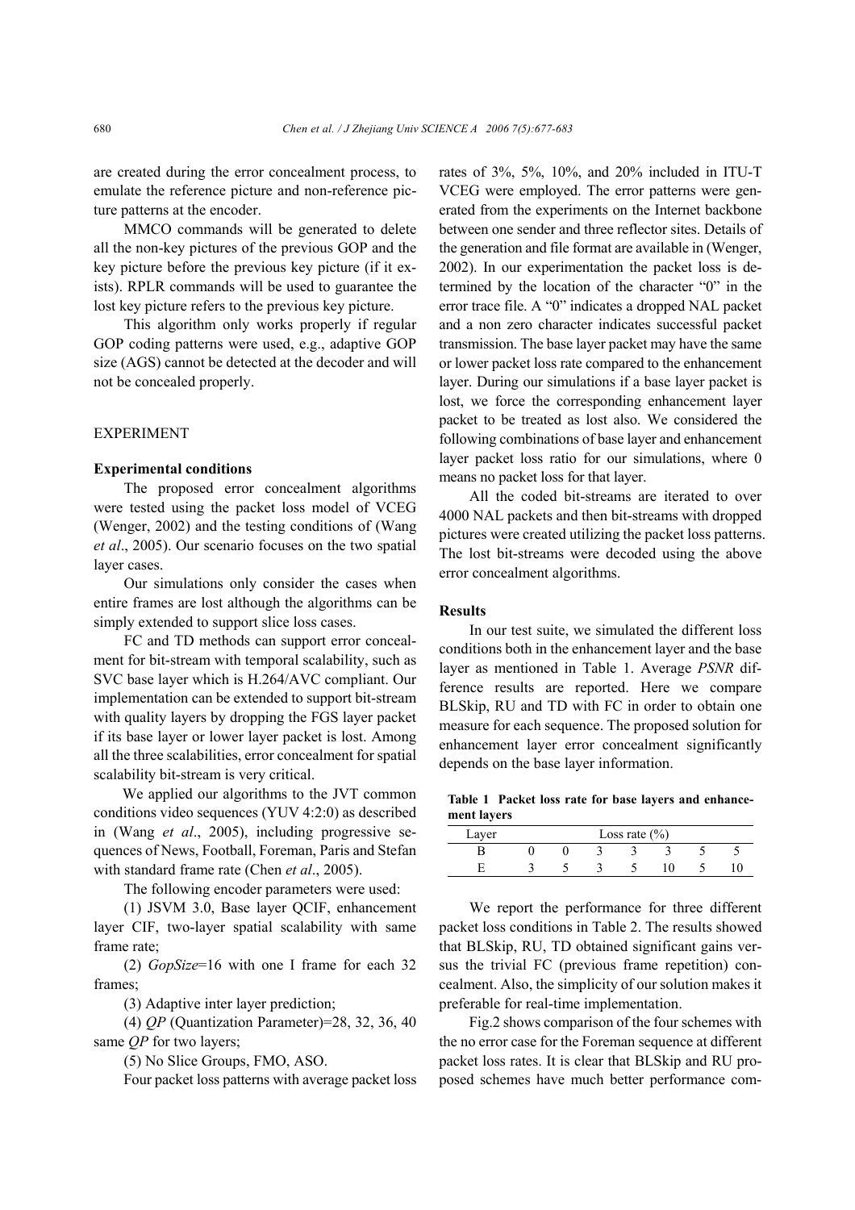are created during the error concealment process, to emulate the reference picture and non-reference picture patterns at the encoder.

MMCO commands will be generated to delete all the non-key pictures of the previous GOP and the key picture before the previous key picture (if it exists). RPLR commands will be used to guarantee the lost key picture refers to the previous key picture.

This algorithm only works properly if regular GOP coding patterns were used, e.g., adaptive GOP size (AGS) cannot be detected at the decoder and will not be concealed properly.

## EXPERIMENT

### Experimental conditions

The proposed error concealment algorithms were tested using the packet loss model of VCEG (Wenger, 2002) and the testing conditions of (Wang *et al*., 2005). Our scenario focuses on the two spatial layer cases.

Our simulations only consider the cases when entire frames are lost although the algorithms can be simply extended to support slice loss cases.

FC and TD methods can support error concealment for bit-stream with temporal scalability, such as SVC base layer which is H.264/AVC compliant. Our implementation can be extended to support bit-stream with quality layers by dropping the FGS layer packet if its base layer or lower layer packet is lost. Among all the three scalabilities, error concealment for spatial scalability bit-stream is very critical.

We applied our algorithms to the JVT common conditions video sequences (YUV 4:2:0) as described in (Wang *et al*., 2005), including progressive sequences of News, Football, Foreman, Paris and Stefan with standard frame rate (Chen *et al*., 2005).

The following encoder parameters were used:

(1) JSVM 3.0, Base layer QCIF, enhancement layer CIF, two-layer spatial scalability with same frame rate;

(2) *GopSize*=16 with one I frame for each 32 frames;

(3) Adaptive inter layer prediction;

(4) *QP* (Quantization Parameter)=28, 32, 36, 40 same *QP* for two layers;

(5) No Slice Groups, FMO, ASO.

Four packet loss patterns with average packet loss rates of 3%, 5%, 10%, and 20% included in ITU-T VCEG were employed. The error patterns were generated from the experiments on the Internet backbone between one sender and three reflector sites. Details of the generation and file format are available in (Wenger, 2002). In our experimentation the packet loss is determined by the location of the character "0" in the error trace file. A "0" indicates a dropped NAL packet and a non zero character indicates successful packet transmission. The base layer packet may have the same or lower packet loss rate compared to the enhancement layer. During our simulations if a base layer packet is lost, we force the corresponding enhancement layer packet to be treated as lost also. We considered the following combinations of base layer and enhancement layer packet loss ratio for our simulations, where 0 means no packet loss for that layer.

All the coded bit-streams are iterated to over 4000 NAL packets and then bit-streams with dropped pictures were created utilizing the packet loss patterns. The lost bit-streams were decoded using the above error concealment algorithms.

### Results

In our test suite, we simulated the different loss conditions both in the enhancement layer and the base layer as mentioned in Table 1. Average *PSNR* difference results are reported. Here we compare BLSkip, RU and TD with FC in order to obtain one measure for each sequence. The proposed solution for enhancement layer error concealment significantly depends on the base layer information.

**Table 1 Packet loss rate for base layers and enhancement layers**

| Layer | Loss rate (%) | | | | | | |
|---|---|---|---|---|---|---|---|
| B | 0 | 0 | 3 | 3 | 3 | 5 | 5 |
| E | 3 | 5 | 3 | 5 | 10 | 5 | 10 |

We report the performance for three different packet loss conditions in Table 2. The results showed that BLSkip, RU, TD obtained significant gains versus the trivial FC (previous frame repetition) concealment. Also, the simplicity of our solution makes it preferable for real-time implementation.

Fig.2 shows comparison of the four schemes with the no error case for the Foreman sequence at different packet loss rates. It is clear that BLSkip and RU proposed schemes have much better performance com-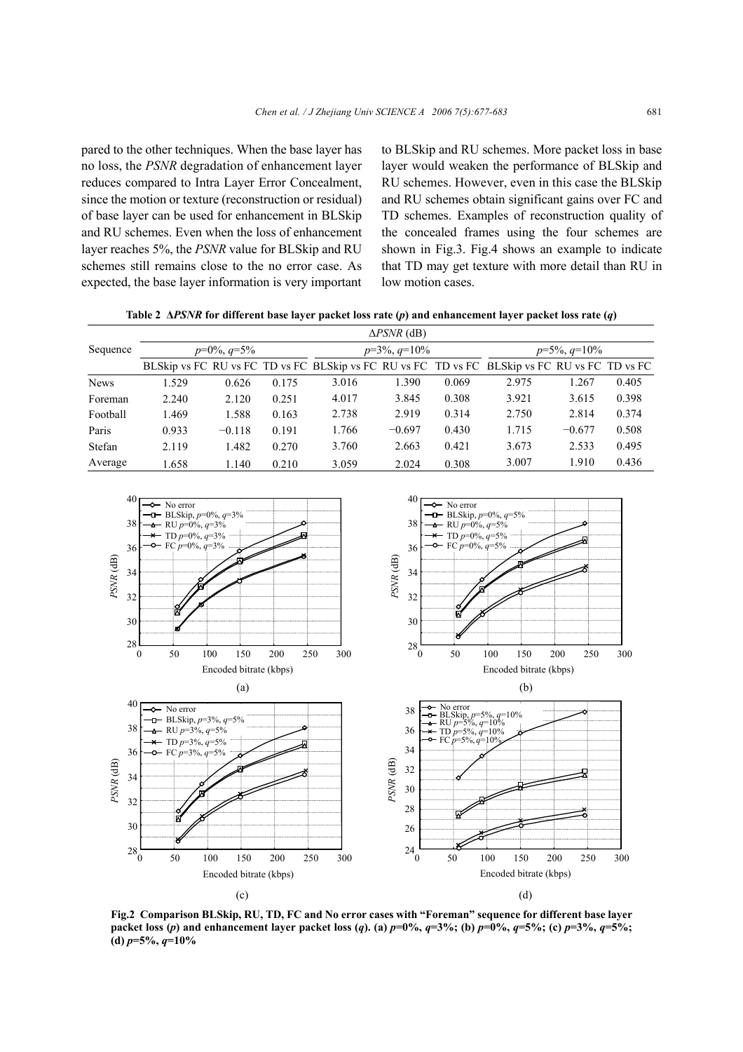pared to the other techniques. When the base layer has no loss, the *PSNR* degradation of enhancement layer reduces compared to Intra Layer Error Concealment, since the motion or texture (reconstruction or residual) of base layer can be used for enhancement in BLSkip and RU schemes. Even when the loss of enhancement layer reaches 5%, the *PSNR* value for BLSkip and RU schemes still remains close to the no error case. As expected, the base layer information is very important to BLSkip and RU schemes. More packet loss in base layer would weaken the performance of BLSkip and RU schemes. However, even in this case the BLSkip and RU schemes obtain significant gains over FC and TD schemes. Examples of reconstruction quality of the concealed frames using the four schemes are shown in Fig.3. Fig.4 shows an example to indicate that TD may get texture with more detail than RU in low motion cases.

**Table 2 Δ*PSNR* for different base layer packet loss rate (*p*) and enhancement layer packet loss rate (*q*)**

| Sequence | Δ*PSNR* (dB) | | | | | | | | |
|---|---|---|---|---|---|---|---|---|---|
| | *p*=0%, *q*=5% | | | *p*=3%, *q*=10% | | | *p*=5%, *q*=10% | | |
| | BLSkip vs FC | RU vs FC | TD vs FC | BLSkip vs FC | RU vs FC | TD vs FC | BLSkip vs FC | RU vs FC | TD vs FC |
| News | 1.529 | 0.626 | 0.175 | 3.016 | 1.390 | 0.069 | 2.975 | 1.267 | 0.405 |
| Foreman | 2.240 | 2.120 | 0.251 | 4.017 | 3.845 | 0.308 | 3.921 | 3.615 | 0.398 |
| Football | 1.469 | 1.588 | 0.163 | 2.738 | 2.919 | 0.314 | 2.750 | 2.814 | 0.374 |
| Paris | 0.933 | −0.118 | 0.191 | 1.766 | −0.697 | 0.430 | 1.715 | −0.677 | 0.508 |
| Stefan | 2.119 | 1.482 | 0.270 | 3.760 | 2.663 | 0.421 | 3.673 | 2.533 | 0.495 |
| Average | 1.658 | 1.140 | 0.210 | 3.059 | 2.024 | 0.308 | 3.007 | 1.910 | 0.436 |

**Fig.2 Comparison BLSkip, RU, TD, FC and No error cases with "Foreman" sequence for different base layer packet loss (*p*) and enhancement layer packet loss (*q*). (a) *p*=0%, *q*=3%; (b) *p*=0%, *q*=5%; (c) *p*=3%, *q*=5%; (d) *p*=5%, *q*=10%**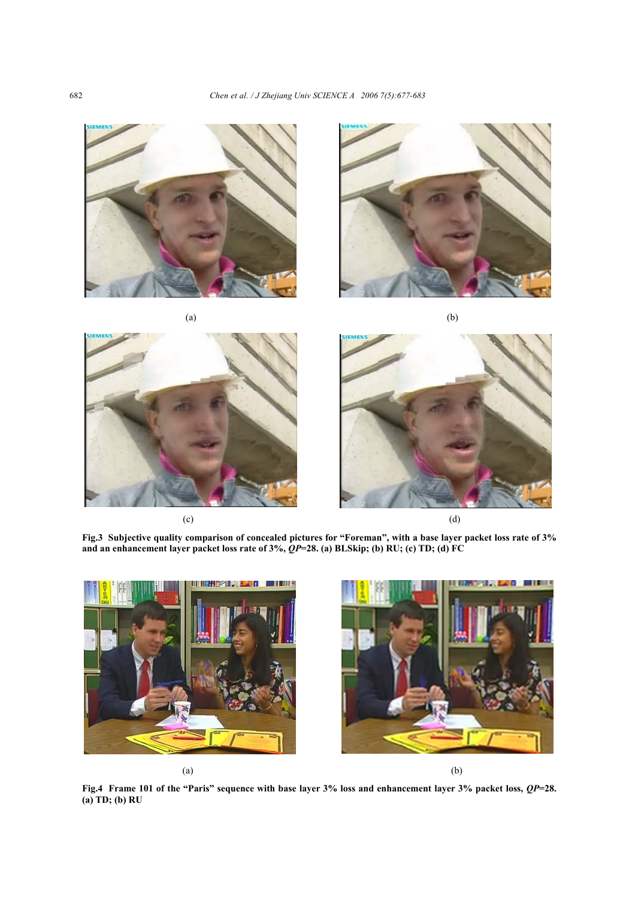(a)

(b)

(c)

(d)

**Fig.3 Subjective quality comparison of concealed pictures for "Foreman", with a base layer packet loss rate of 3% and an enhancement layer packet loss rate of 3%, *QP*=28. (a) BLSkip; (b) RU; (c) TD; (d) FC**

(a)

(b)

**Fig.4 Frame 101 of the "Paris" sequence with base layer 3% loss and enhancement layer 3% packet loss, *QP*=28. (a) TD; (b) RU**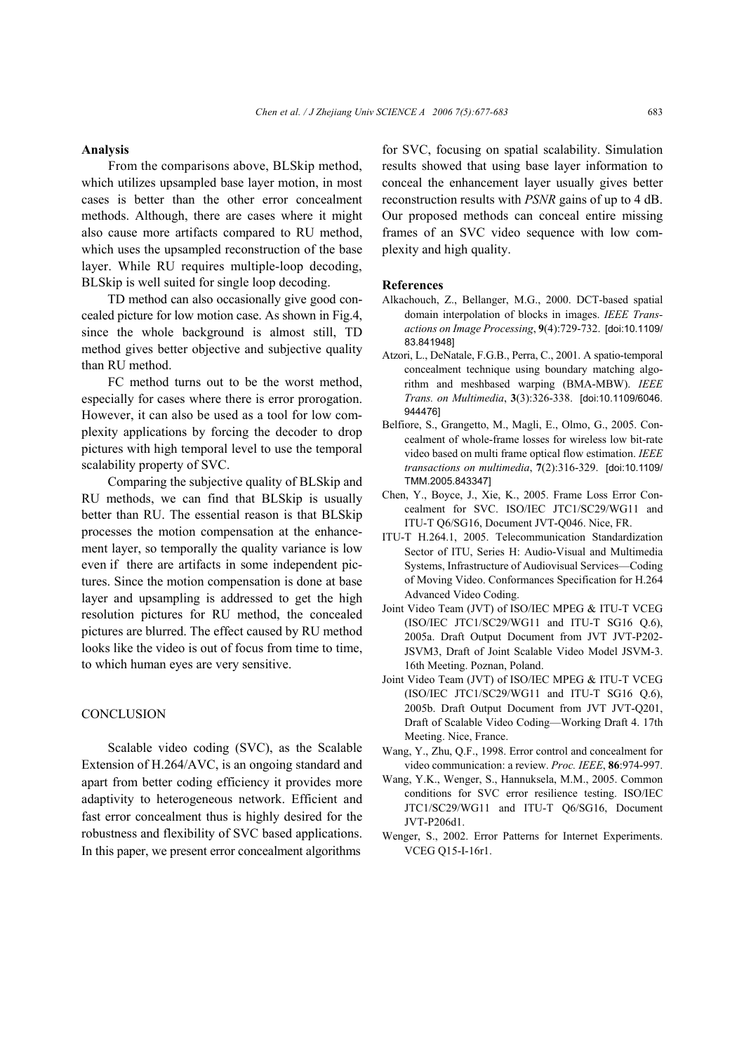### Analysis

From the comparisons above, BLSkip method, which utilizes upsampled base layer motion, in most cases is better than the other error concealment methods. Although, there are cases where it might also cause more artifacts compared to RU method, which uses the upsampled reconstruction of the base layer. While RU requires multiple-loop decoding, BLSkip is well suited for single loop decoding.

TD method can also occasionally give good concealed picture for low motion case. As shown in Fig.4, since the whole background is almost still, TD method gives better objective and subjective quality than RU method.

FC method turns out to be the worst method, especially for cases where there is error prorogation. However, it can also be used as a tool for low complexity applications by forcing the decoder to drop pictures with high temporal level to use the temporal scalability property of SVC.

Comparing the subjective quality of BLSkip and RU methods, we can find that BLSkip is usually better than RU. The essential reason is that BLSkip processes the motion compensation at the enhancement layer, so temporally the quality variance is low even if there are artifacts in some independent pictures. Since the motion compensation is done at base layer and upsampling is addressed to get the high resolution pictures for RU method, the concealed pictures are blurred. The effect caused by RU method looks like the video is out of focus from time to time, to which human eyes are very sensitive.

## CONCLUSION

Scalable video coding (SVC), as the Scalable Extension of H.264/AVC, is an ongoing standard and apart from better coding efficiency it provides more adaptivity to heterogeneous network. Efficient and fast error concealment thus is highly desired for the robustness and flexibility of SVC based applications. In this paper, we present error concealment algorithms for SVC, focusing on spatial scalability. Simulation results showed that using base layer information to conceal the enhancement layer usually gives better reconstruction results with *PSNR* gains of up to 4 dB. Our proposed methods can conceal entire missing frames of an SVC video sequence with low complexity and high quality.

## References

Alkachouch, Z., Bellanger, M.G., 2000. DCT-based spatial domain interpolation of blocks in images. *IEEE Transactions on Image Processing*, **9**(4):729-732. [doi:10.1109/83.841948]

Atzori, L., DeNatale, F.G.B., Perra, C., 2001. A spatio-temporal concealment technique using boundary matching algorithm and meshbased warping (BMA-MBW). *IEEE Trans. on Multimedia*, **3**(3):326-338. [doi:10.1109/6046.944476]

Belfiore, S., Grangetto, M., Magli, E., Olmo, G., 2005. Concealment of whole-frame losses for wireless low bit-rate video based on multi frame optical flow estimation. *IEEE transactions on multimedia*, **7**(2):316-329. [doi:10.1109/TMM.2005.843347]

Chen, Y., Boyce, J., Xie, K., 2005. Frame Loss Error Concealment for SVC. ISO/IEC JTC1/SC29/WG11 and ITU-T Q6/SG16, Document JVT-Q046. Nice, FR.

ITU-T H.264.1, 2005. Telecommunication Standardization Sector of ITU, Series H: Audio-Visual and Multimedia Systems, Infrastructure of Audiovisual Services—Coding of Moving Video. Conformances Specification for H.264 Advanced Video Coding.

Joint Video Team (JVT) of ISO/IEC MPEG & ITU-T VCEG (ISO/IEC JTC1/SC29/WG11 and ITU-T SG16 Q.6), 2005a. Draft Output Document from JVT JVT-P202-JSVM3, Draft of Joint Scalable Video Model JSVM-3. 16th Meeting. Poznan, Poland.

Joint Video Team (JVT) of ISO/IEC MPEG & ITU-T VCEG (ISO/IEC JTC1/SC29/WG11 and ITU-T SG16 Q.6), 2005b. Draft Output Document from JVT JVT-Q201, Draft of Scalable Video Coding—Working Draft 4. 17th Meeting. Nice, France.

Wang, Y., Zhu, Q.F., 1998. Error control and concealment for video communication: a review. *Proc. IEEE*, **86**:974-997.

Wang, Y.K., Wenger, S., Hannuksela, M.M., 2005. Common conditions for SVC error resilience testing. ISO/IEC JTC1/SC29/WG11 and ITU-T Q6/SG16, Document JVT-P206d1.

Wenger, S., 2002. Error Patterns for Internet Experiments. VCEG Q15-I-16r1.